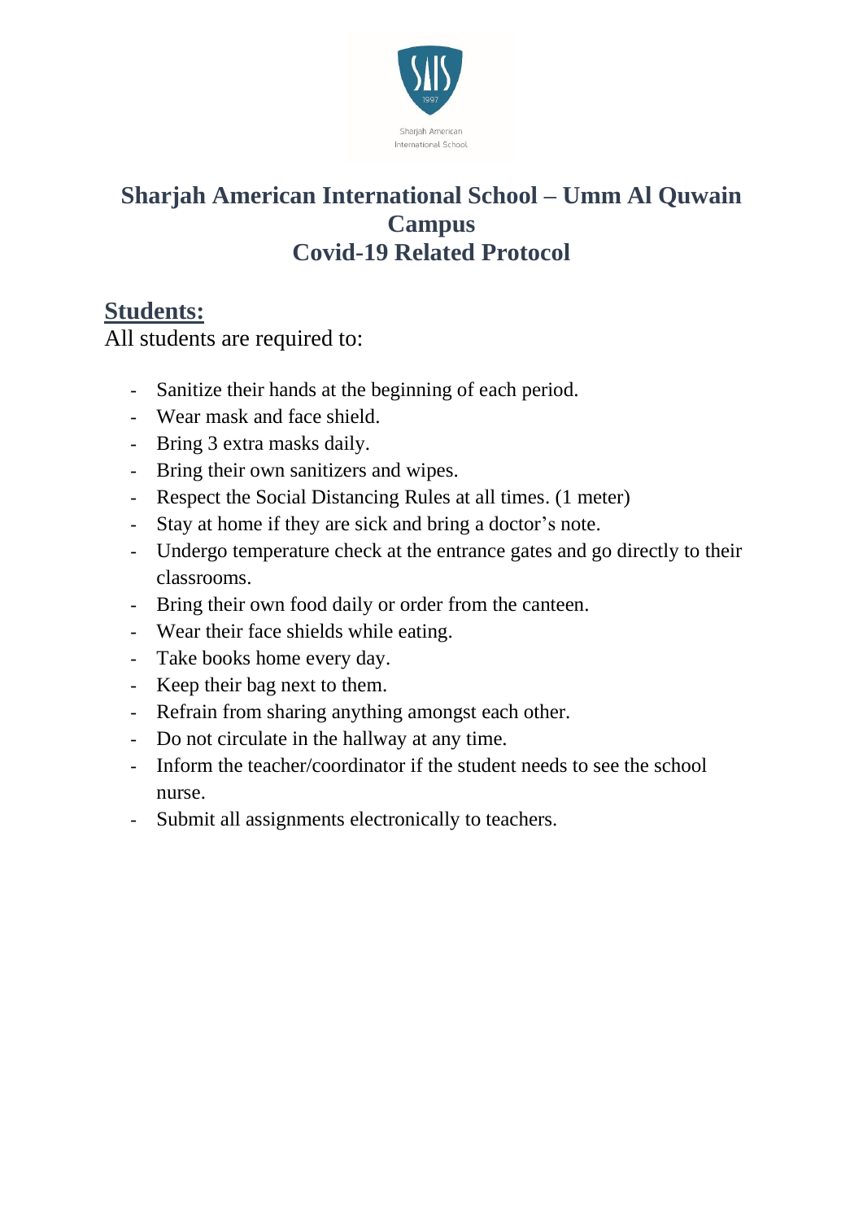# Sharjah American International School – Umm Al Quwain Campus
# Covid-19 Related Protocol

## Students:

All students are required to:

- Sanitize their hands at the beginning of each period.
- Wear mask and face shield.
- Bring 3 extra masks daily.
- Bring their own sanitizers and wipes.
- Respect the Social Distancing Rules at all times. (1 meter)
- Stay at home if they are sick and bring a doctor's note.
- Undergo temperature check at the entrance gates and go directly to their classrooms.
- Bring their own food daily or order from the canteen.
- Wear their face shields while eating.
- Take books home every day.
- Keep their bag next to them.
- Refrain from sharing anything amongst each other.
- Do not circulate in the hallway at any time.
- Inform the teacher/coordinator if the student needs to see the school nurse.
- Submit all assignments electronically to teachers.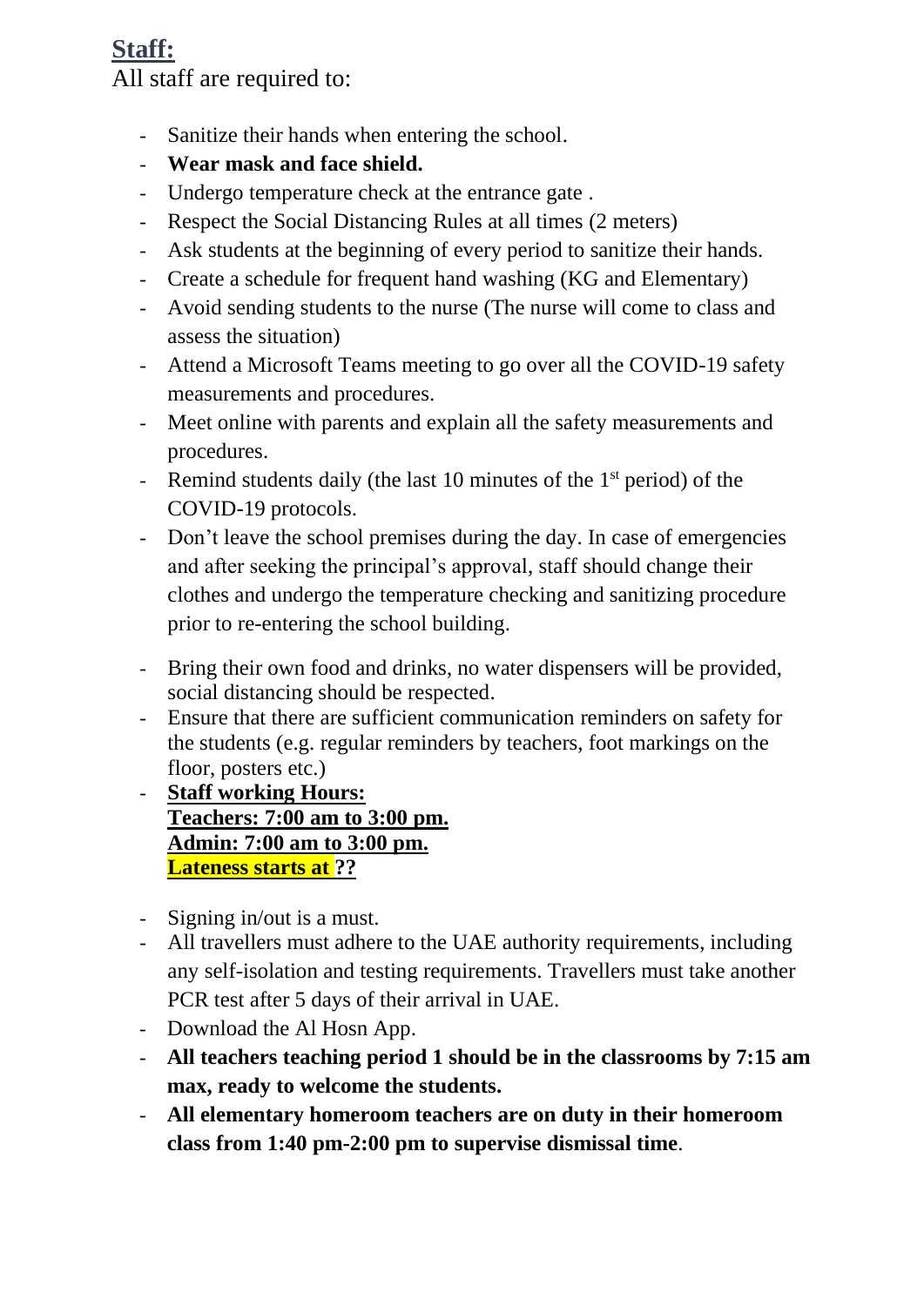## Staff:

All staff are required to:

- Sanitize their hands when entering the school.
- **Wear mask and face shield.**
- Undergo temperature check at the entrance gate .
- Respect the Social Distancing Rules at all times (2 meters)
- Ask students at the beginning of every period to sanitize their hands.
- Create a schedule for frequent hand washing (KG and Elementary)
- Avoid sending students to the nurse (The nurse will come to class and assess the situation)
- Attend a Microsoft Teams meeting to go over all the COVID-19 safety measurements and procedures.
- Meet online with parents and explain all the safety measurements and procedures.
- Remind students daily (the last 10 minutes of the 1st period) of the COVID-19 protocols.
- Don't leave the school premises during the day. In case of emergencies and after seeking the principal's approval, staff should change their clothes and undergo the temperature checking and sanitizing procedure prior to re-entering the school building.
- Bring their own food and drinks, no water dispensers will be provided, social distancing should be respected.
- Ensure that there are sufficient communication reminders on safety for the students (e.g. regular reminders by teachers, foot markings on the floor, posters etc.)
- **Staff working Hours:**
  **Teachers: 7:00 am to 3:00 pm.**
  **Admin: 7:00 am to 3:00 pm.**
  **Lateness starts at ??**
- Signing in/out is a must.
- All travellers must adhere to the UAE authority requirements, including any self-isolation and testing requirements. Travellers must take another PCR test after 5 days of their arrival in UAE.
- Download the Al Hosn App.
- **All teachers teaching period 1 should be in the classrooms by 7:15 am max, ready to welcome the students.**
- **All elementary homeroom teachers are on duty in their homeroom class from 1:40 pm-2:00 pm to supervise dismissal time**.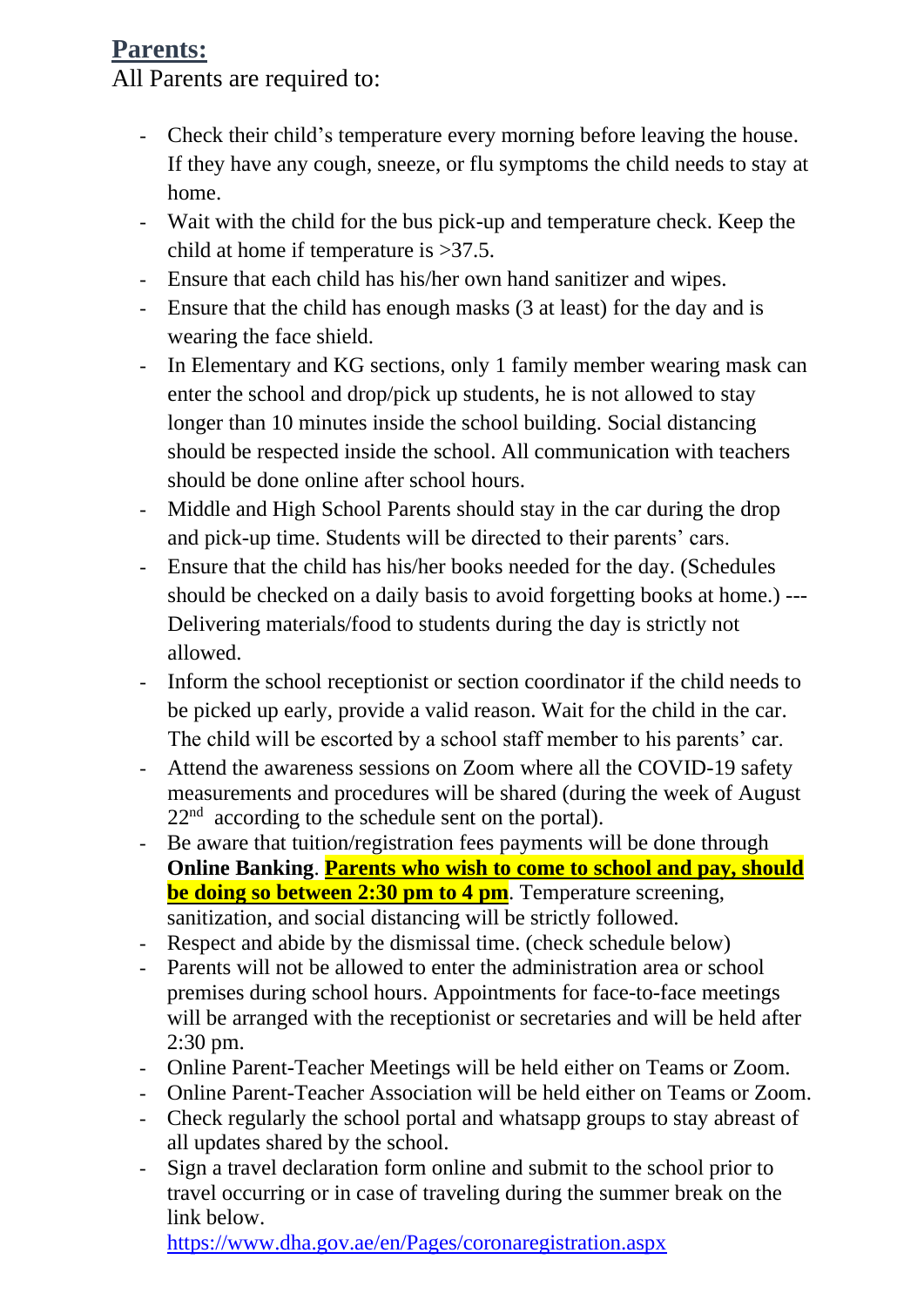## **Parents:**

All Parents are required to:

- Check their child's temperature every morning before leaving the house. If they have any cough, sneeze, or flu symptoms the child needs to stay at home.
- Wait with the child for the bus pick-up and temperature check. Keep the child at home if temperature is >37.5.
- Ensure that each child has his/her own hand sanitizer and wipes.
- Ensure that the child has enough masks (3 at least) for the day and is wearing the face shield.
- In Elementary and KG sections, only 1 family member wearing mask can enter the school and drop/pick up students, he is not allowed to stay longer than 10 minutes inside the school building. Social distancing should be respected inside the school. All communication with teachers should be done online after school hours.
- Middle and High School Parents should stay in the car during the drop and pick-up time. Students will be directed to their parents' cars.
- Ensure that the child has his/her books needed for the day. (Schedules should be checked on a daily basis to avoid forgetting books at home.) --- Delivering materials/food to students during the day is strictly not allowed.
- Inform the school receptionist or section coordinator if the child needs to be picked up early, provide a valid reason. Wait for the child in the car. The child will be escorted by a school staff member to his parents' car.
- Attend the awareness sessions on Zoom where all the COVID-19 safety measurements and procedures will be shared (during the week of August 22nd according to the schedule sent on the portal).
- Be aware that tuition/registration fees payments will be done through **Online Banking**. **Parents who wish to come to school and pay, should be doing so between 2:30 pm to 4 pm**. Temperature screening, sanitization, and social distancing will be strictly followed.
- Respect and abide by the dismissal time. (check schedule below)
- Parents will not be allowed to enter the administration area or school premises during school hours. Appointments for face-to-face meetings will be arranged with the receptionist or secretaries and will be held after 2:30 pm.
- Online Parent-Teacher Meetings will be held either on Teams or Zoom.
- Online Parent-Teacher Association will be held either on Teams or Zoom.
- Check regularly the school portal and whatsapp groups to stay abreast of all updates shared by the school.
- Sign a travel declaration form online and submit to the school prior to travel occurring or in case of traveling during the summer break on the link below.
  https://www.dha.gov.ae/en/Pages/coronaregistration.aspx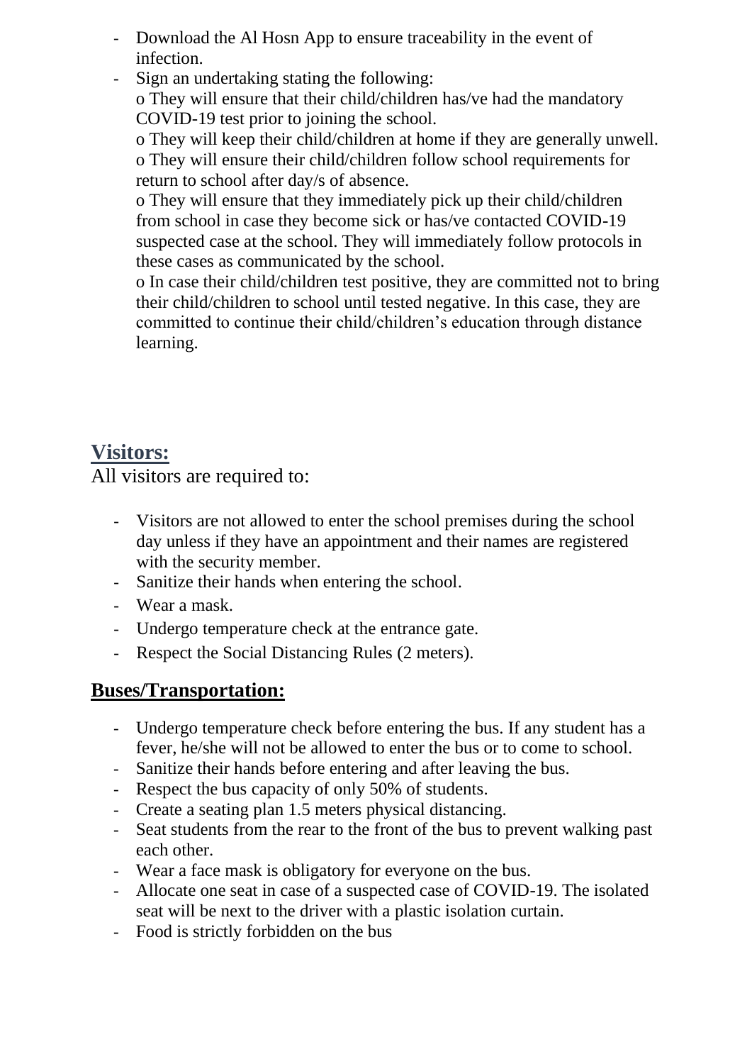- Download the Al Hosn App to ensure traceability in the event of infection.
- Sign an undertaking stating the following:
  o They will ensure that their child/children has/ve had the mandatory COVID-19 test prior to joining the school.
  o They will keep their child/children at home if they are generally unwell.
  o They will ensure their child/children follow school requirements for return to school after day/s of absence.
  o They will ensure that they immediately pick up their child/children from school in case they become sick or has/ve contacted COVID-19 suspected case at the school. They will immediately follow protocols in these cases as communicated by the school.
  o In case their child/children test positive, they are committed not to bring their child/children to school until tested negative. In this case, they are committed to continue their child/children's education through distance learning.

## Visitors:

All visitors are required to:

- Visitors are not allowed to enter the school premises during the school day unless if they have an appointment and their names are registered with the security member.
- Sanitize their hands when entering the school.
- Wear a mask.
- Undergo temperature check at the entrance gate.
- Respect the Social Distancing Rules (2 meters).

## Buses/Transportation:

- Undergo temperature check before entering the bus. If any student has a fever, he/she will not be allowed to enter the bus or to come to school.
- Sanitize their hands before entering and after leaving the bus.
- Respect the bus capacity of only 50% of students.
- Create a seating plan 1.5 meters physical distancing.
- Seat students from the rear to the front of the bus to prevent walking past each other.
- Wear a face mask is obligatory for everyone on the bus.
- Allocate one seat in case of a suspected case of COVID-19. The isolated seat will be next to the driver with a plastic isolation curtain.
- Food is strictly forbidden on the bus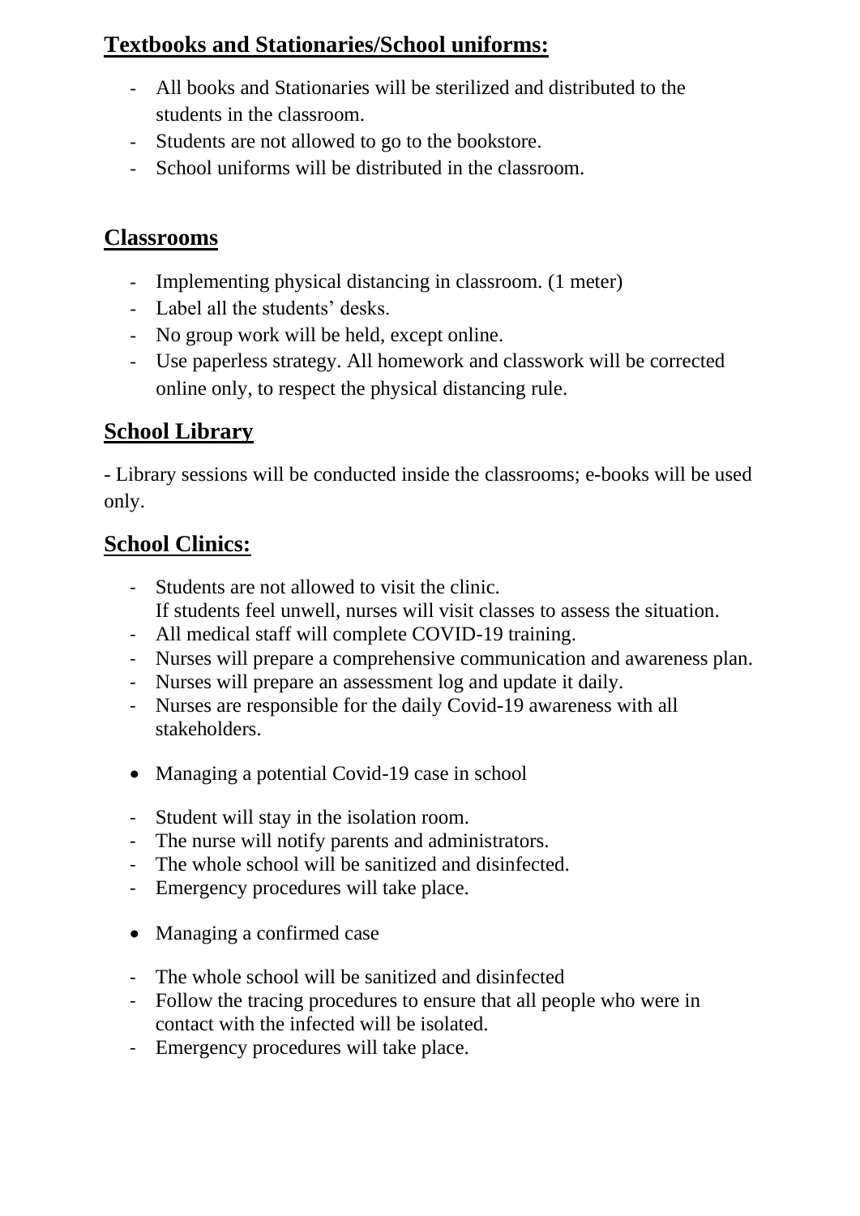## Textbooks and Stationaries/School uniforms:

- All books and Stationaries will be sterilized and distributed to the students in the classroom.
- Students are not allowed to go to the bookstore.
- School uniforms will be distributed in the classroom.

## Classrooms

- Implementing physical distancing in classroom. (1 meter)
- Label all the students' desks.
- No group work will be held, except online.
- Use paperless strategy. All homework and classwork will be corrected online only, to respect the physical distancing rule.

## School Library

- Library sessions will be conducted inside the classrooms; e-books will be used only.

## School Clinics:

- Students are not allowed to visit the clinic.
  If students feel unwell, nurses will visit classes to assess the situation.
- All medical staff will complete COVID-19 training.
- Nurses will prepare a comprehensive communication and awareness plan.
- Nurses will prepare an assessment log and update it daily.
- Nurses are responsible for the daily Covid-19 awareness with all stakeholders.

- Managing a potential Covid-19 case in school

- Student will stay in the isolation room.
- The nurse will notify parents and administrators.
- The whole school will be sanitized and disinfected.
- Emergency procedures will take place.

- Managing a confirmed case

- The whole school will be sanitized and disinfected
- Follow the tracing procedures to ensure that all people who were in contact with the infected will be isolated.
- Emergency procedures will take place.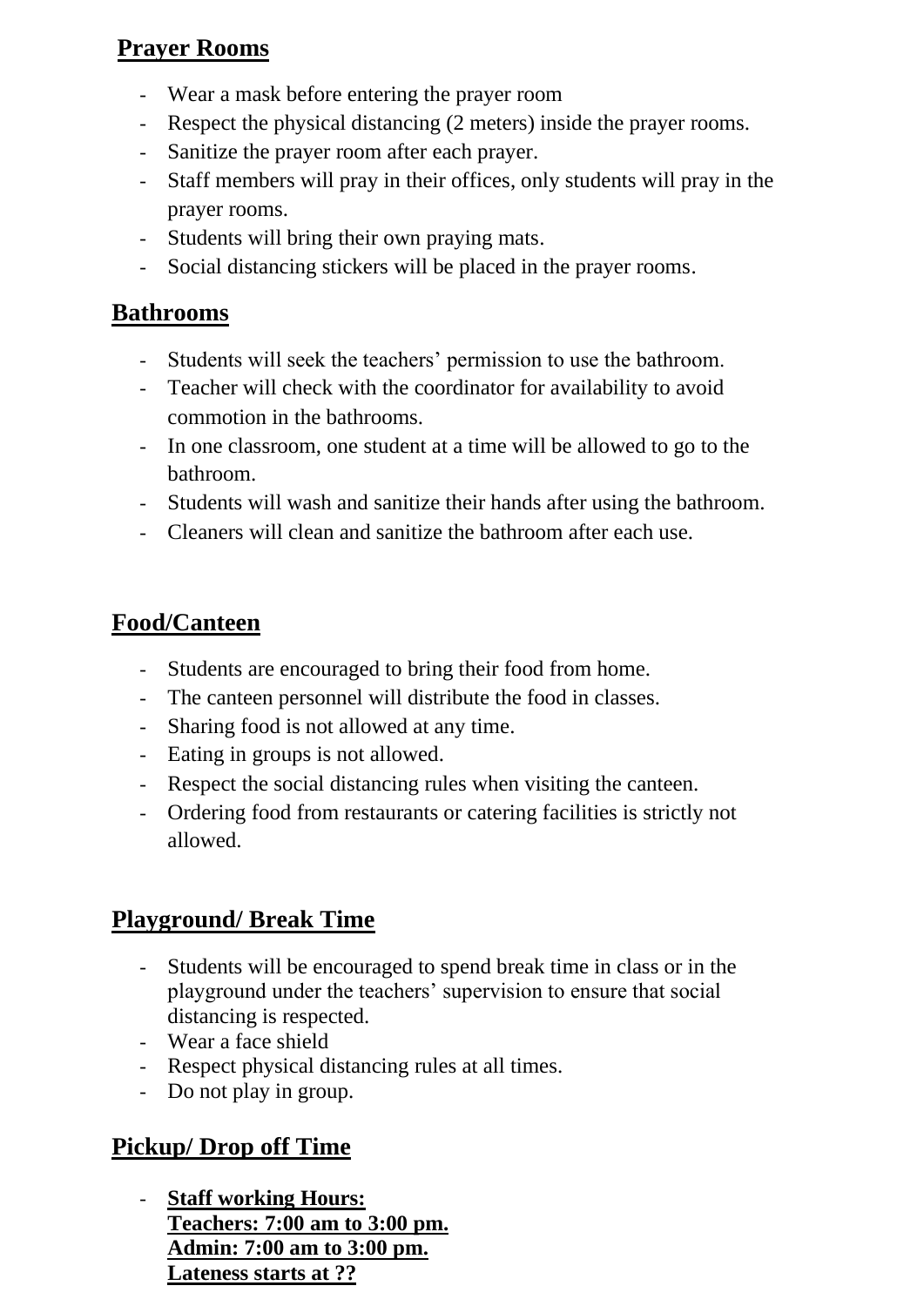## Prayer Rooms

- Wear a mask before entering the prayer room
- Respect the physical distancing (2 meters) inside the prayer rooms.
- Sanitize the prayer room after each prayer.
- Staff members will pray in their offices, only students will pray in the prayer rooms.
- Students will bring their own praying mats.
- Social distancing stickers will be placed in the prayer rooms.

## Bathrooms

- Students will seek the teachers' permission to use the bathroom.
- Teacher will check with the coordinator for availability to avoid commotion in the bathrooms.
- In one classroom, one student at a time will be allowed to go to the bathroom.
- Students will wash and sanitize their hands after using the bathroom.
- Cleaners will clean and sanitize the bathroom after each use.

## Food/Canteen

- Students are encouraged to bring their food from home.
- The canteen personnel will distribute the food in classes.
- Sharing food is not allowed at any time.
- Eating in groups is not allowed.
- Respect the social distancing rules when visiting the canteen.
- Ordering food from restaurants or catering facilities is strictly not allowed.

## Playground/ Break Time

- Students will be encouraged to spend break time in class or in the playground under the teachers' supervision to ensure that social distancing is respected.
- Wear a face shield
- Respect physical distancing rules at all times.
- Do not play in group.

## Pickup/ Drop off Time

- **Staff working Hours:**
  **Teachers: 7:00 am to 3:00 pm.**
  **Admin: 7:00 am to 3:00 pm.**
  **Lateness starts at ??**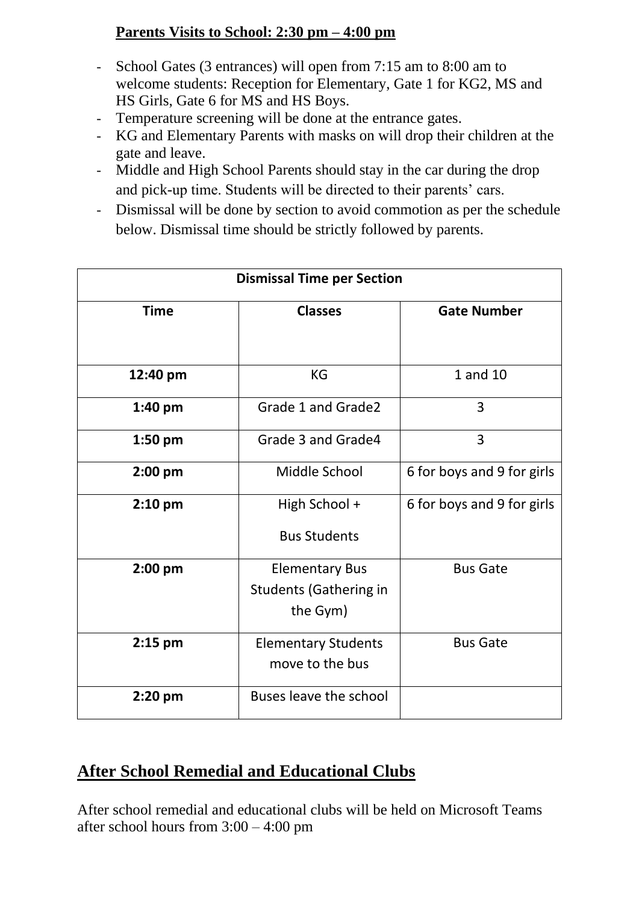**Parents Visits to School: 2:30 pm – 4:00 pm**

- School Gates (3 entrances) will open from 7:15 am to 8:00 am to welcome students: Reception for Elementary, Gate 1 for KG2, MS and HS Girls, Gate 6 for MS and HS Boys.
- Temperature screening will be done at the entrance gates.
- KG and Elementary Parents with masks on will drop their children at the gate and leave.
- Middle and High School Parents should stay in the car during the drop and pick-up time. Students will be directed to their parents' cars.
- Dismissal will be done by section to avoid commotion as per the schedule below. Dismissal time should be strictly followed by parents.

| Dismissal Time per Section | | |
|---|---|---|
| **Time** | **Classes** | **Gate Number** |
| **12:40 pm** | KG | 1 and 10 |
| **1:40 pm** | Grade 1 and Grade2 | 3 |
| **1:50 pm** | Grade 3 and Grade4 | 3 |
| **2:00 pm** | Middle School | 6 for boys and 9 for girls |
| **2:10 pm** | High School + Bus Students | 6 for boys and 9 for girls |
| **2:00 pm** | Elementary Bus Students (Gathering in the Gym) | Bus Gate |
| **2:15 pm** | Elementary Students move to the bus | Bus Gate |
| **2:20 pm** | Buses leave the school | |

## After School Remedial and Educational Clubs

After school remedial and educational clubs will be held on Microsoft Teams after school hours from 3:00 – 4:00 pm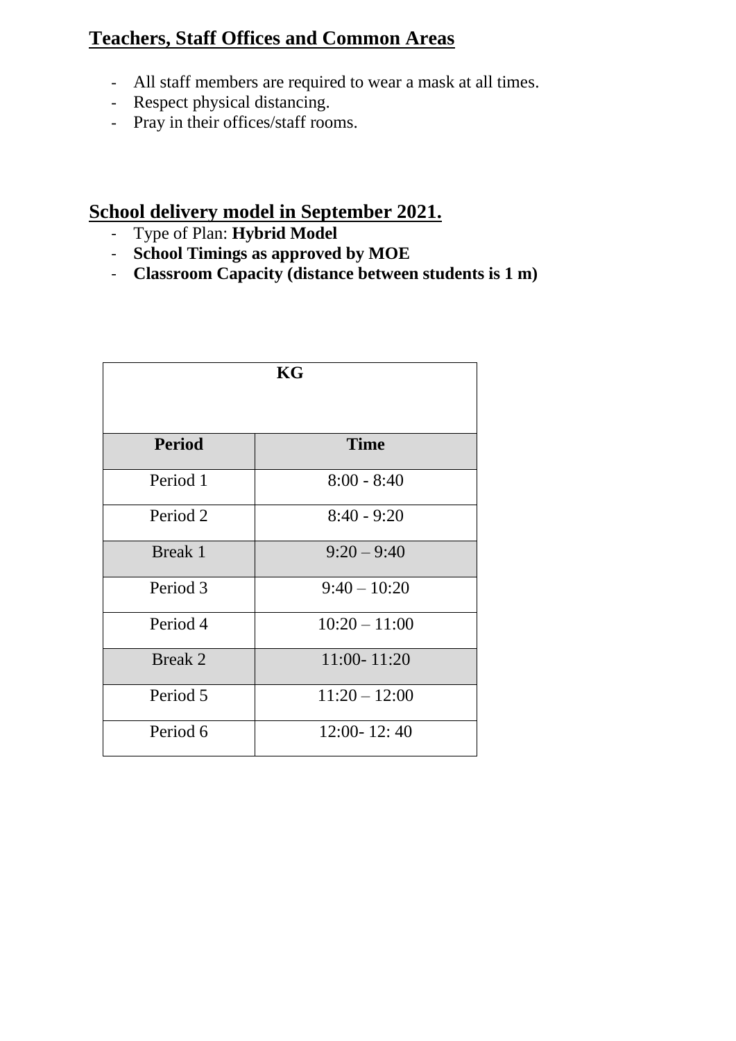## Teachers, Staff Offices and Common Areas

- All staff members are required to wear a mask at all times.
- Respect physical distancing.
- Pray in their offices/staff rooms.

## School delivery model in September 2021.

- Type of Plan: **Hybrid Model**
- **School Timings as approved by MOE**
- **Classroom Capacity (distance between students is 1 m)**

| KG | |
|---|---|
| **Period** | **Time** |
| Period 1 | 8:00 - 8:40 |
| Period 2 | 8:40 - 9:20 |
| Break 1 | 9:20 – 9:40 |
| Period 3 | 9:40 – 10:20 |
| Period 4 | 10:20 – 11:00 |
| Break 2 | 11:00- 11:20 |
| Period 5 | 11:20 – 12:00 |
| Period 6 | 12:00- 12: 40 |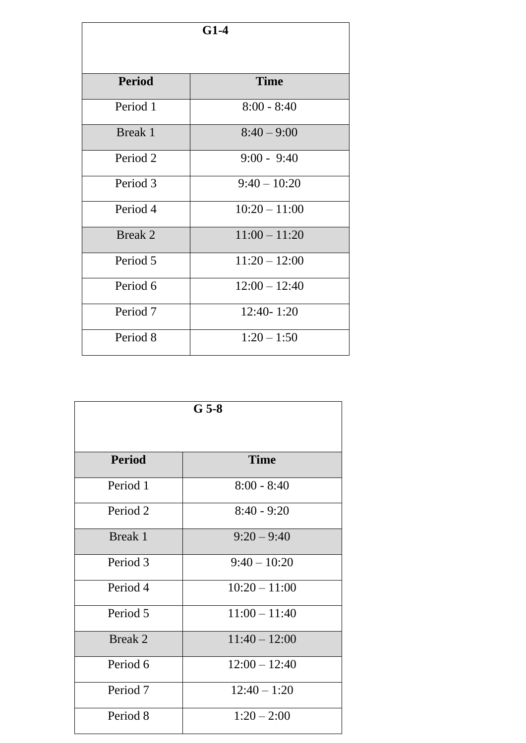| G1-4 | |
|---|---|
| **Period** | **Time** |
| Period 1 | 8:00 - 8:40 |
| Break 1 | 8:40 – 9:00 |
| Period 2 | 9:00 -  9:40 |
| Period 3 | 9:40 – 10:20 |
| Period 4 | 10:20 – 11:00 |
| Break 2 | 11:00 – 11:20 |
| Period 5 | 11:20 – 12:00 |
| Period 6 | 12:00 – 12:40 |
| Period 7 | 12:40- 1:20 |
| Period 8 | 1:20 – 1:50 |

| G 5-8 | |
|---|---|
| **Period** | **Time** |
| Period 1 | 8:00 - 8:40 |
| Period 2 | 8:40 - 9:20 |
| Break 1 | 9:20 – 9:40 |
| Period 3 | 9:40 – 10:20 |
| Period 4 | 10:20 – 11:00 |
| Period 5 | 11:00 – 11:40 |
| Break 2 | 11:40 – 12:00 |
| Period 6 | 12:00 – 12:40 |
| Period 7 | 12:40 – 1:20 |
| Period 8 | 1:20 – 2:00 |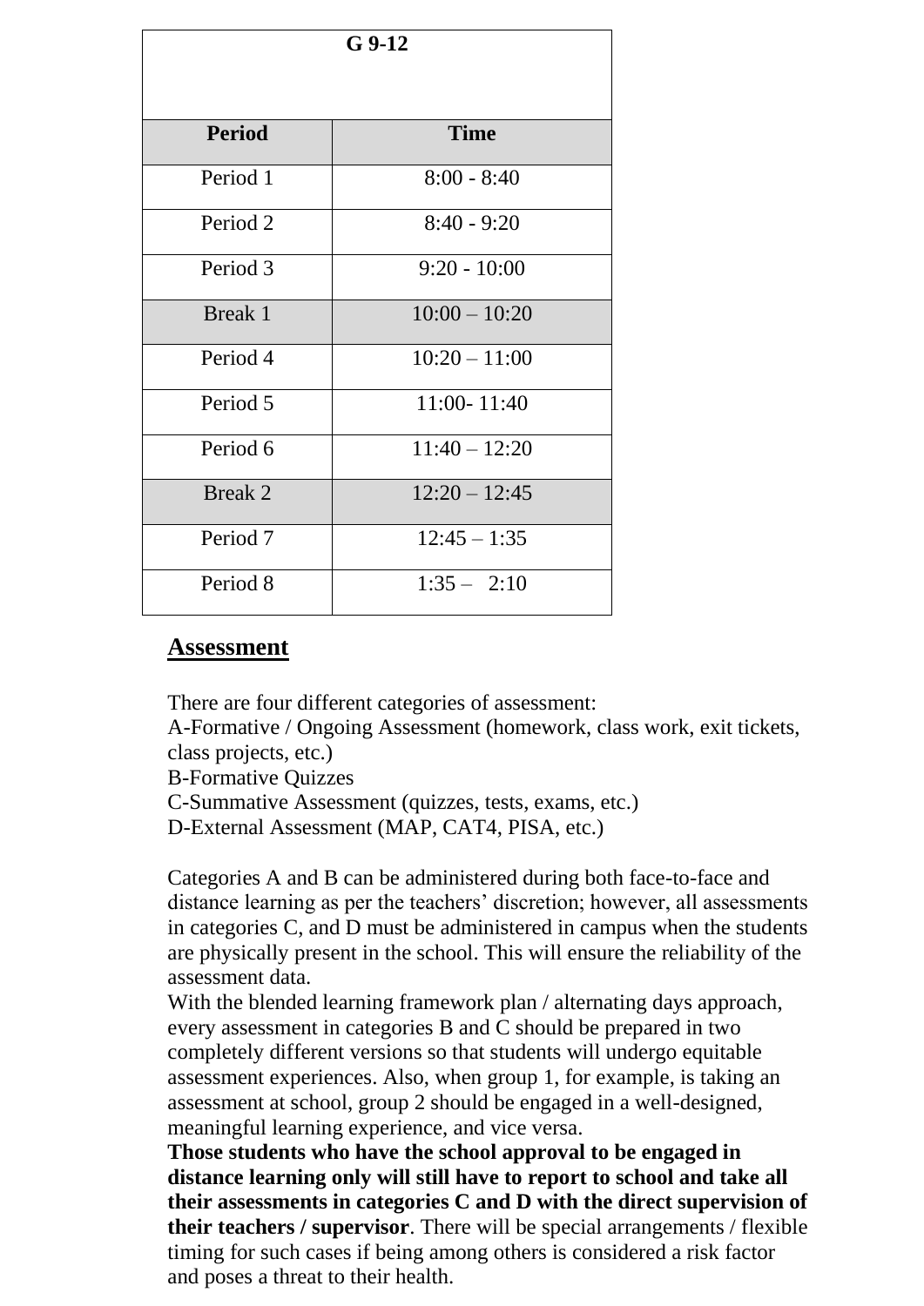| G 9-12 | |
|---|---|
| **Period** | **Time** |
| Period 1 | 8:00 - 8:40 |
| Period 2 | 8:40 - 9:20 |
| Period 3 | 9:20 - 10:00 |
| Break 1 | 10:00 – 10:20 |
| Period 4 | 10:20 – 11:00 |
| Period 5 | 11:00- 11:40 |
| Period 6 | 11:40 – 12:20 |
| Break 2 | 12:20 – 12:45 |
| Period 7 | 12:45 – 1:35 |
| Period 8 | 1:35 – 2:10 |

## Assessment

There are four different categories of assessment:
A-Formative / Ongoing Assessment (homework, class work, exit tickets, class projects, etc.)
B-Formative Quizzes
C-Summative Assessment (quizzes, tests, exams, etc.)
D-External Assessment (MAP, CAT4, PISA, etc.)

Categories A and B can be administered during both face-to-face and distance learning as per the teachers' discretion; however, all assessments in categories C, and D must be administered in campus when the students are physically present in the school. This will ensure the reliability of the assessment data.
With the blended learning framework plan / alternating days approach, every assessment in categories B and C should be prepared in two completely different versions so that students will undergo equitable assessment experiences. Also, when group 1, for example, is taking an assessment at school, group 2 should be engaged in a well-designed, meaningful learning experience, and vice versa.
**Those students who have the school approval to be engaged in distance learning only will still have to report to school and take all their assessments in categories C and D with the direct supervision of their teachers / supervisor**. There will be special arrangements / flexible timing for such cases if being among others is considered a risk factor and poses a threat to their health.